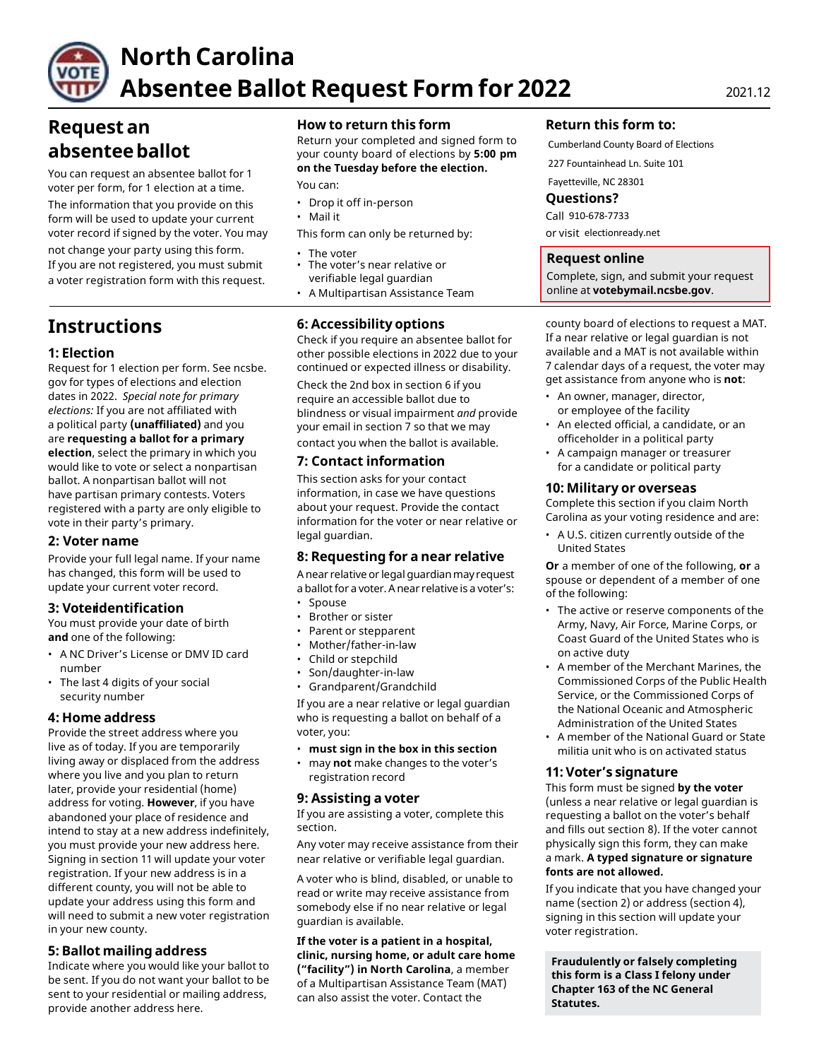# North Carolina Absentee Ballot Request Form for 2022

2021.12

## Request an absentee ballot

You can request an absentee ballot for 1 voter per form, for 1 election at a time.

The information that you provide on this form will be used to update your current voter record if signed by the voter. You may not change your party using this form.

If you are not registered, you must submit a voter registration form with this request.

## How to return this form

Return your completed and signed form to your county board of elections by **5:00 pm on the Tuesday before the election.**

You can:

- Drop it off in-person
- Mail it

This form can only be returned by:

- The voter
- The voter's near relative or verifiable legal guardian
- A Multipartisan Assistance Team

## Return this form to:

Cumberland County Board of Elections

227 Fountainhead Ln. Suite 101

Fayetteville, NC 28301

## Questions?

Call 910-678-7733

or visit electionready.net

## Request online

Complete, sign, and submit your request online at **votebymail.ncsbe.gov**.

# Instructions

### 1: Election

Request for 1 election per form. See ncsbe.gov for types of elections and election dates in 2022. *Special note for primary elections:* If you are not affiliated with a political party **(unaffiliated)** and you are **requesting a ballot for a primary election**, select the primary in which you would like to vote or select a nonpartisan ballot. A nonpartisan ballot will not have partisan primary contests. Voters registered with a party are only eligible to vote in their party's primary.

### 2: Voter name

Provide your full legal name. If your name has changed, this form will be used to update your current voter record.

### 3: Voter identification

You must provide your date of birth **and** one of the following:

- A NC Driver's License or DMV ID card number
- The last 4 digits of your social security number

### 4: Home address

Provide the street address where you live as of today. If you are temporarily living away or displaced from the address where you live and you plan to return later, provide your residential (home) address for voting. **However**, if you have abandoned your place of residence and intend to stay at a new address indefinitely, you must provide your new address here. Signing in section 11 will update your voter registration. If your new address is in a different county, you will not be able to update your address using this form and will need to submit a new voter registration in your new county.

### 5: Ballot mailing address

Indicate where you would like your ballot to be sent. If you do not want your ballot to be sent to your residential or mailing address, provide another address here.

### 6: Accessibility options

Check if you require an absentee ballot for other possible elections in 2022 due to your continued or expected illness or disability.

Check the 2nd box in section 6 if you require an accessible ballot due to blindness or visual impairment *and* provide your email in section 7 so that we may contact you when the ballot is available.

### 7: Contact information

This section asks for your contact information, in case we have questions about your request. Provide the contact information for the voter or near relative or legal guardian.

### 8: Requesting for a near relative

A near relative or legal guardian may request a ballot for a voter. A near relative is a voter's:

- Spouse
- Brother or sister
- Parent or stepparent
- Mother/father-in-law
- Child or stepchild
- Son/daughter-in-law
- Grandparent/Grandchild

If you are a near relative or legal guardian who is requesting a ballot on behalf of a voter, you:

- **must sign in the box in this section**
- may **not** make changes to the voter's registration record

### 9: Assisting a voter

If you are assisting a voter, complete this section.

Any voter may receive assistance from their near relative or verifiable legal guardian.

A voter who is blind, disabled, or unable to read or write may receive assistance from somebody else if no near relative or legal guardian is available.

**If the voter is a patient in a hospital, clinic, nursing home, or adult care home ("facility") in North Carolina**, a member of a Multipartisan Assistance Team (MAT) can also assist the voter. Contact the county board of elections to request a MAT. If a near relative or legal guardian is not available and a MAT is not available within 7 calendar days of a request, the voter may get assistance from anyone who is **not**:

- An owner, manager, director, or employee of the facility
- An elected official, a candidate, or an officeholder in a political party
- A campaign manager or treasurer for a candidate or political party

### 10: Military or overseas

Complete this section if you claim North Carolina as your voting residence and are:

- A U.S. citizen currently outside of the United States

**Or** a member of one of the following, **or** a spouse or dependent of a member of one of the following:

- The active or reserve components of the Army, Navy, Air Force, Marine Corps, or Coast Guard of the United States who is on active duty
- A member of the Merchant Marines, the Commissioned Corps of the Public Health Service, or the Commissioned Corps of the National Oceanic and Atmospheric Administration of the United States
- A member of the National Guard or State militia unit who is on activated status

### 11: Voter's signature

This form must be signed **by the voter** (unless a near relative or legal guardian is requesting a ballot on the voter's behalf and fills out section 8). If the voter cannot physically sign this form, they can make a mark. **A typed signature or signature fonts are not allowed.**

If you indicate that you have changed your name (section 2) or address (section 4), signing in this section will update your voter registration.

**Fraudulently or falsely completing this form is a Class I felony under Chapter 163 of the NC General Statutes.**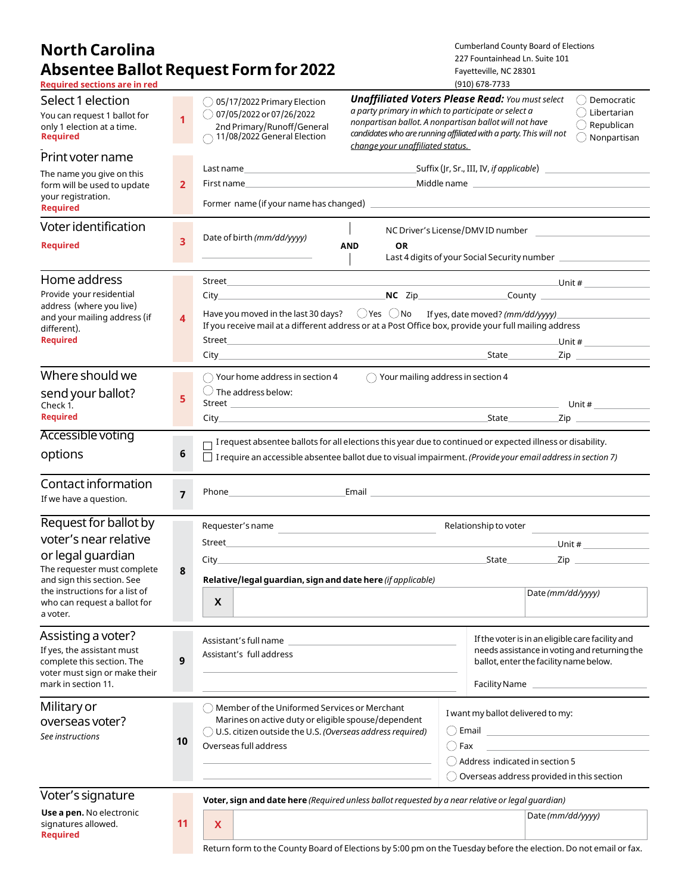# North Carolina Absentee Ballot Request Form for 2022

Cumberland County Board of Elections
227 Fountainhead Ln. Suite 101
Fayetteville, NC 28301
(910) 678-7733

Required sections are in red

## Select 1 election

You can request 1 ballot for only 1 election at a time.
Required

**1**

- ◯ 05/17/2022 Primary Election
- ◯ 07/05/2022 or 07/26/2022 2nd Primary/Runoff/General
- ◯ 11/08/2022 General Election

***Unaffiliated Voters Please Read:*** *You must select a party primary in which to participate or select a nonpartisan ballot. A nonpartisan ballot will not have candidates who are running affiliated with a party. This will not change your unaffiliated status.*

- ◯ Democratic
- ◯ Libertarian
- ◯ Republican
- ◯ Nonpartisan

## Print voter name

The name you give on this form will be used to update your registration.
Required

**2**

Last name ______ Suffix (Jr, Sr., III, IV, *if applicable*) ______

First name ______ Middle name ______

Former name (if your name has changed) ______

## Voter identification

Required

**3**

Date of birth *(mm/dd/yyyy)* ______

**AND**

NC Driver's License/DMV ID number ______

**OR**

Last 4 digits of your Social Security number ______

## Home address

Provide your residential address (where you live) and your mailing address (if different).
Required

**4**

Street ______ Unit # ______

City ______ **NC** Zip ______ County ______

Have you moved in the last 30 days? ◯ Yes ◯ No If yes, date moved? *(mm/dd/yyyy)* ______

If you receive mail at a different address or at a Post Office box, provide your full mailing address

Street ______ Unit # ______

City ______ State ______ Zip ______

## Where should we send your ballot?

Check 1.
Required

**5**

◯ Your home address in section 4 ◯ Your mailing address in section 4

◯ The address below:

Street ______ Unit # ______

City ______ State ______ Zip ______

## Accessible voting options

**6**

- ☐ I request absentee ballots for all elections this year due to continued or expected illness or disability.
- ☐ I require an accessible absentee ballot due to visual impairment. *(Provide your email address in section 7)*

## Contact information

If we have a question.

**7**

Phone ______ Email ______

## Request for ballot by voter's near relative or legal guardian

The requester must complete and sign this section. See the instructions for a list of who can request a ballot for a voter.

**8**

Requester's name ______ Relationship to voter ______

Street ______ Unit # ______

City ______ State ______ Zip ______

**Relative/legal guardian, sign and date here** *(if applicable)*

**X** ______ Date *(mm/dd/yyyy)* ______

## Assisting a voter?

If yes, the assistant must complete this section. The voter must sign or make their mark in section 11.

**9**

Assistant's full name ______

Assistant's full address ______

If the voter is in an eligible care facility and needs assistance in voting and returning the ballot, enter the facility name below.

Facility Name ______

## Military or overseas voter?

*See instructions*

**10**

- ◯ Member of the Uniformed Services or Merchant Marines on active duty or eligible spouse/dependent
- ◯ U.S. citizen outside the U.S. *(Overseas address required)*

Overseas full address ______

I want my ballot delivered to my:

- ◯ Email ______
- ◯ Fax ______
- ◯ Address indicated in section 5
- ◯ Overseas address provided in this section

## Voter's signature

**Use a pen.** No electronic signatures allowed.
Required

**11**

**Voter, sign and date here** *(Required unless ballot requested by a near relative or legal guardian)*

**X** ______ Date *(mm/dd/yyyy)* ______

Return form to the County Board of Elections by 5:00 pm on the Tuesday before the election. Do not email or fax.